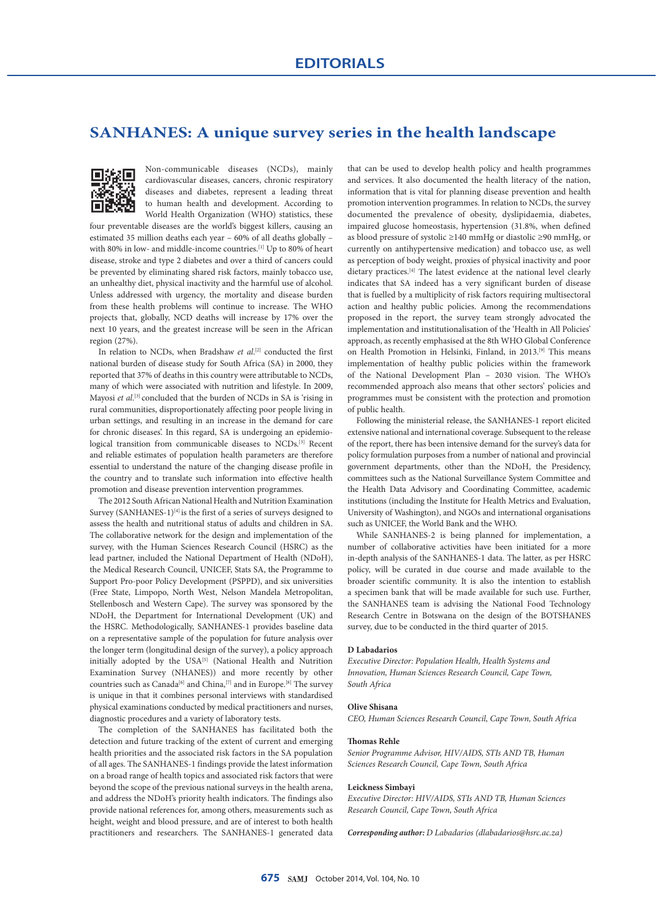# EDITORIALS

## SANHANES: A unique survey series in the health landscape

Non-communicable diseases (NCDs), mainly cardiovascular diseases, cancers, chronic respiratory diseases and diabetes, represent a leading threat to human health and development. According to World Health Organization (WHO) statistics, these four preventable diseases are the world's biggest killers, causing an estimated 35 million deaths each year – 60% of all deaths globally – with 80% in low- and middle-income countries.[1] Up to 80% of heart disease, stroke and type 2 diabetes and over a third of cancers could be prevented by eliminating shared risk factors, mainly tobacco use, an unhealthy diet, physical inactivity and the harmful use of alcohol. Unless addressed with urgency, the mortality and disease burden from these health problems will continue to increase. The WHO projects that, globally, NCD deaths will increase by 17% over the next 10 years, and the greatest increase will be seen in the African region (27%).

In relation to NCDs, when Bradshaw *et al.*[2] conducted the first national burden of disease study for South Africa (SA) in 2000, they reported that 37% of deaths in this country were attributable to NCDs, many of which were associated with nutrition and lifestyle. In 2009, Mayosi *et al.*[3] concluded that the burden of NCDs in SA is 'rising in rural communities, disproportionately affecting poor people living in urban settings, and resulting in an increase in the demand for care for chronic diseases'. In this regard, SA is undergoing an epidemiological transition from communicable diseases to NCDs.[3] Recent and reliable estimates of population health parameters are therefore essential to understand the nature of the changing disease profile in the country and to translate such information into effective health promotion and disease prevention intervention programmes.

The 2012 South African National Health and Nutrition Examination Survey (SANHANES-1)[4] is the first of a series of surveys designed to assess the health and nutritional status of adults and children in SA. The collaborative network for the design and implementation of the survey, with the Human Sciences Research Council (HSRC) as the lead partner, included the National Department of Health (NDoH), the Medical Research Council, UNICEF, Stats SA, the Programme to Support Pro-poor Policy Development (PSPPD), and six universities (Free State, Limpopo, North West, Nelson Mandela Metropolitan, Stellenbosch and Western Cape). The survey was sponsored by the NDoH, the Department for International Development (UK) and the HSRC. Methodologically, SANHANES-1 provides baseline data on a representative sample of the population for future analysis over the longer term (longitudinal design of the survey), a policy approach initially adopted by the USA[5] (National Health and Nutrition Examination Survey (NHANES)) and more recently by other countries such as Canada[6] and China,[7] and in Europe.[8] The survey is unique in that it combines personal interviews with standardised physical examinations conducted by medical practitioners and nurses, diagnostic procedures and a variety of laboratory tests.

The completion of the SANHANES has facilitated both the detection and future tracking of the extent of current and emerging health priorities and the associated risk factors in the SA population of all ages. The SANHANES-1 findings provide the latest information on a broad range of health topics and associated risk factors that were beyond the scope of the previous national surveys in the health arena, and address the NDoH's priority health indicators. The findings also provide national references for, among others, measurements such as height, weight and blood pressure, and are of interest to both health practitioners and researchers. The SANHANES-1 generated data that can be used to develop health policy and health programmes and services. It also documented the health literacy of the nation, information that is vital for planning disease prevention and health promotion intervention programmes. In relation to NCDs, the survey documented the prevalence of obesity, dyslipidaemia, diabetes, impaired glucose homeostasis, hypertension (31.8%, when defined as blood pressure of systolic ≥140 mmHg or diastolic ≥90 mmHg, or currently on antihypertensive medication) and tobacco use, as well as perception of body weight, proxies of physical inactivity and poor dietary practices.[4] The latest evidence at the national level clearly indicates that SA indeed has a very significant burden of disease that is fuelled by a multiplicity of risk factors requiring multisectoral action and healthy public policies. Among the recommendations proposed in the report, the survey team strongly advocated the implementation and institutionalisation of the 'Health in All Policies' approach, as recently emphasised at the 8th WHO Global Conference on Health Promotion in Helsinki, Finland, in 2013.[9] This means implementation of healthy public policies within the framework of the National Development Plan – 2030 vision. The WHO's recommended approach also means that other sectors' policies and programmes must be consistent with the protection and promotion of public health.

Following the ministerial release, the SANHANES-1 report elicited extensive national and international coverage. Subsequent to the release of the report, there has been intensive demand for the survey's data for policy formulation purposes from a number of national and provincial government departments, other than the NDoH, the Presidency, committees such as the National Surveillance System Committee and the Health Data Advisory and Coordinating Committee, academic institutions (including the Institute for Health Metrics and Evaluation, University of Washington), and NGOs and international organisations such as UNICEF, the World Bank and the WHO.

While SANHANES-2 is being planned for implementation, a number of collaborative activities have been initiated for a more in-depth analysis of the SANHANES-1 data. The latter, as per HSRC policy, will be curated in due course and made available to the broader scientific community. It is also the intention to establish a specimen bank that will be made available for such use. Further, the SANHANES team is advising the National Food Technology Research Centre in Botswana on the design of the BOTSHANES survey, due to be conducted in the third quarter of 2015.

**D Labadarios**
*Executive Director: Population Health, Health Systems and Innovation, Human Sciences Research Council, Cape Town, South Africa*

**Olive Shisana**
*CEO, Human Sciences Research Council, Cape Town, South Africa*

**Thomas Rehle**
*Senior Programme Advisor, HIV/AIDS, STIs AND TB, Human Sciences Research Council, Cape Town, South Africa*

**Leickness Simbayi**
*Executive Director: HIV/AIDS, STIs AND TB, Human Sciences Research Council, Cape Town, South Africa*

***Corresponding author:*** *D Labadarios (dlabadarios@hsrc.ac.za)*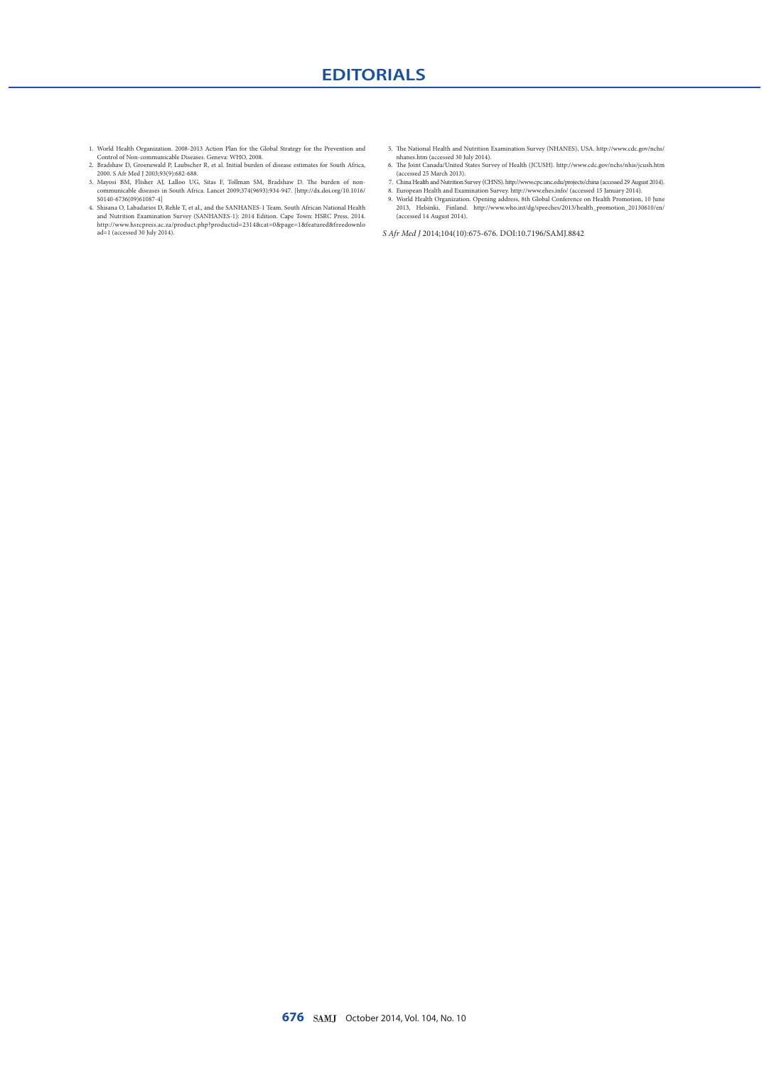1. World Health Organization. 2008-2013 Action Plan for the Global Strategy for the Prevention and Control of Non-communicable Diseases. Geneva: WHO, 2008.
2. Bradshaw D, Groenewald P, Laubscher R, et al. Initial burden of disease estimates for South Africa, 2000. S Afr Med J 2003;93(9):682-688.
3. Mayosi BM, Flisher AJ, Lalloo UG, Sitas F, Tollman SM, Bradshaw D. The burden of non-communicable diseases in South Africa. Lancet 2009;374(9693):934-947. [http://dx.doi.org/10.1016/S0140-6736(09)61087-4]
4. Shisana O, Labadarios D, Rehle T, et al., and the SANHANES-1 Team. South African National Health and Nutrition Examination Survey (SANHANES-1): 2014 Edition. Cape Town: HSRC Press, 2014. http://www.hsrcpress.ac.za/product.php?productid=2314&cat=0&page=1&featured&freedownload=1 (accessed 30 July 2014).
5. The National Health and Nutrition Examination Survey (NHANES), USA. http://www.cdc.gov/nchs/nhanes.htm (accessed 30 July 2014).
6. The Joint Canada/United States Survey of Health (JCUSH). http://www.cdc.gov/nchs/nhis/jcush.htm (accessed 25 March 2013).
7. China Health and Nutrition Survey (CHNS). http://www.cpc.unc.edu/projects/china (accessed 29 August 2014).
8. European Health and Examination Survey. http://www.ehes.info/ (accessed 15 January 2014).
9. World Health Organization. Opening address, 8th Global Conference on Health Promotion, 10 June 2013, Helsinki, Finland. http://www.who.int/dg/speeches/2013/health_promotion_20130610/en/ (accessed 14 August 2014).

*S Afr Med J* 2014;104(10):675-676. DOI:10.7196/SAMJ.8842